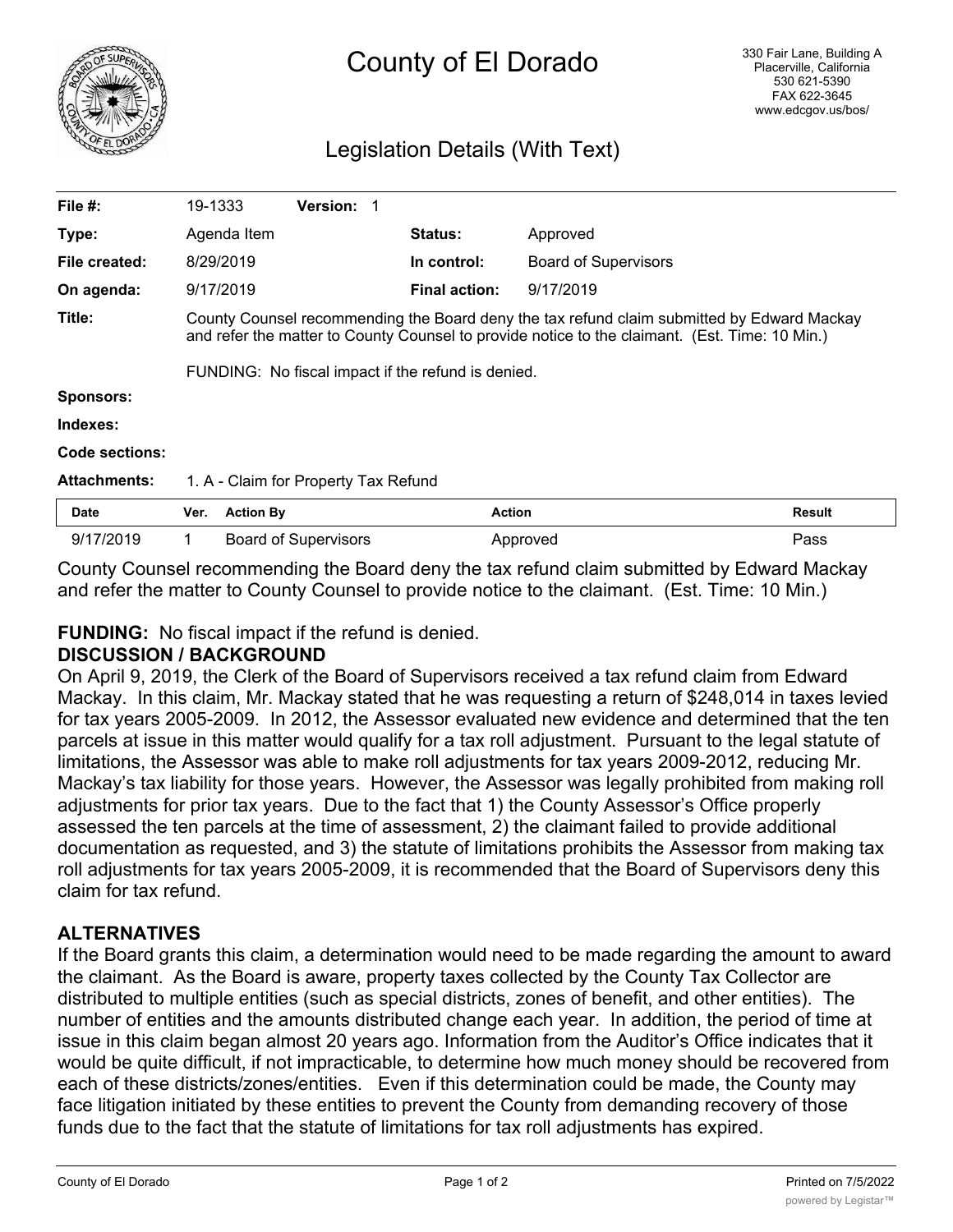# County of El Dorado

330 Fair Lane, Building A
Placerville, California
530 621-5390
FAX 622-3645
www.edcgov.us/bos/

## Legislation Details (With Text)

| | | | |
|---|---|---|---|
| **File #:** | 19-1333 **Version:** 1 | | |
| **Type:** | Agenda Item | **Status:** | Approved |
| **File created:** | 8/29/2019 | **In control:** | Board of Supervisors |
| **On agenda:** | 9/17/2019 | **Final action:** | 9/17/2019 |

**Title:** County Counsel recommending the Board deny the tax refund claim submitted by Edward Mackay and refer the matter to County Counsel to provide notice to the claimant. (Est. Time: 10 Min.)

FUNDING: No fiscal impact if the refund is denied.

**Sponsors:**

**Indexes:**

**Code sections:**

**Attachments:** 1. A - Claim for Property Tax Refund

| Date | Ver. | Action By | Action | Result |
|---|---|---|---|---|
| 9/17/2019 | 1 | Board of Supervisors | Approved | Pass |

County Counsel recommending the Board deny the tax refund claim submitted by Edward Mackay and refer the matter to County Counsel to provide notice to the claimant. (Est. Time: 10 Min.)

**FUNDING:** No fiscal impact if the refund is denied.

**DISCUSSION / BACKGROUND**

On April 9, 2019, the Clerk of the Board of Supervisors received a tax refund claim from Edward Mackay. In this claim, Mr. Mackay stated that he was requesting a return of $248,014 in taxes levied for tax years 2005-2009. In 2012, the Assessor evaluated new evidence and determined that the ten parcels at issue in this matter would qualify for a tax roll adjustment. Pursuant to the legal statute of limitations, the Assessor was able to make roll adjustments for tax years 2009-2012, reducing Mr. Mackay's tax liability for those years. However, the Assessor was legally prohibited from making roll adjustments for prior tax years. Due to the fact that 1) the County Assessor's Office properly assessed the ten parcels at the time of assessment, 2) the claimant failed to provide additional documentation as requested, and 3) the statute of limitations prohibits the Assessor from making tax roll adjustments for tax years 2005-2009, it is recommended that the Board of Supervisors deny this claim for tax refund.

**ALTERNATIVES**

If the Board grants this claim, a determination would need to be made regarding the amount to award the claimant. As the Board is aware, property taxes collected by the County Tax Collector are distributed to multiple entities (such as special districts, zones of benefit, and other entities). The number of entities and the amounts distributed change each year. In addition, the period of time at issue in this claim began almost 20 years ago. Information from the Auditor's Office indicates that it would be quite difficult, if not impracticable, to determine how much money should be recovered from each of these districts/zones/entities. Even if this determination could be made, the County may face litigation initiated by these entities to prevent the County from demanding recovery of those funds due to the fact that the statute of limitations for tax roll adjustments has expired.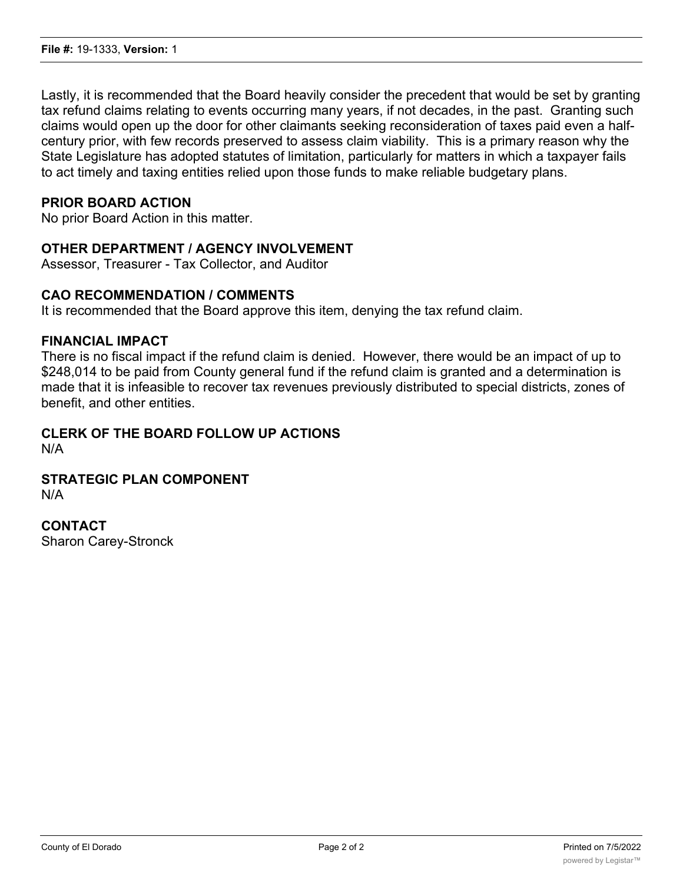Lastly, it is recommended that the Board heavily consider the precedent that would be set by granting tax refund claims relating to events occurring many years, if not decades, in the past. Granting such claims would open up the door for other claimants seeking reconsideration of taxes paid even a half-century prior, with few records preserved to assess claim viability. This is a primary reason why the State Legislature has adopted statutes of limitation, particularly for matters in which a taxpayer fails to act timely and taxing entities relied upon those funds to make reliable budgetary plans.

## PRIOR BOARD ACTION

No prior Board Action in this matter.

## OTHER DEPARTMENT / AGENCY INVOLVEMENT

Assessor, Treasurer - Tax Collector, and Auditor

## CAO RECOMMENDATION / COMMENTS

It is recommended that the Board approve this item, denying the tax refund claim.

## FINANCIAL IMPACT

There is no fiscal impact if the refund claim is denied. However, there would be an impact of up to $248,014 to be paid from County general fund if the refund claim is granted and a determination is made that it is infeasible to recover tax revenues previously distributed to special districts, zones of benefit, and other entities.

## CLERK OF THE BOARD FOLLOW UP ACTIONS

N/A

## STRATEGIC PLAN COMPONENT

N/A

## CONTACT

Sharon Carey-Stronck